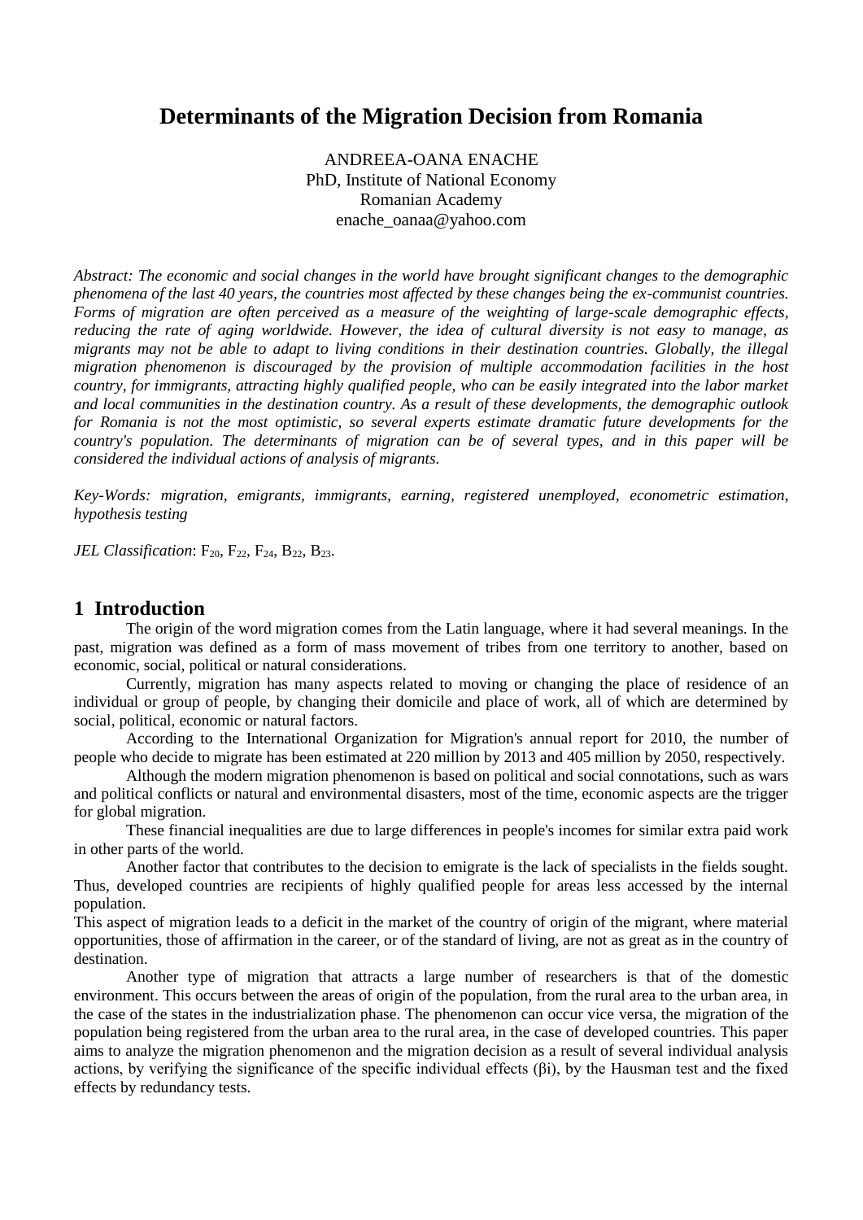# Determinants of the Migration Decision from Romania

ANDREEA-OANA ENACHE
PhD, Institute of National Economy
Romanian Academy
enache_oanaa@yahoo.com

*Abstract: The economic and social changes in the world have brought significant changes to the demographic phenomena of the last 40 years, the countries most affected by these changes being the ex-communist countries. Forms of migration are often perceived as a measure of the weighting of large-scale demographic effects, reducing the rate of aging worldwide. However, the idea of cultural diversity is not easy to manage, as migrants may not be able to adapt to living conditions in their destination countries. Globally, the illegal migration phenomenon is discouraged by the provision of multiple accommodation facilities in the host country, for immigrants, attracting highly qualified people, who can be easily integrated into the labor market and local communities in the destination country. As a result of these developments, the demographic outlook for Romania is not the most optimistic, so several experts estimate dramatic future developments for the country's population. The determinants of migration can be of several types, and in this paper will be considered the individual actions of analysis of migrants.*

*Key-Words: migration, emigrants, immigrants, earning, registered unemployed, econometric estimation, hypothesis testing*

*JEL Classification*: $F_{20}$, $F_{22}$, $F_{24}$, $B_{22}$, $B_{23}$.

## 1 Introduction

The origin of the word migration comes from the Latin language, where it had several meanings. In the past, migration was defined as a form of mass movement of tribes from one territory to another, based on economic, social, political or natural considerations.

Currently, migration has many aspects related to moving or changing the place of residence of an individual or group of people, by changing their domicile and place of work, all of which are determined by social, political, economic or natural factors.

According to the International Organization for Migration's annual report for 2010, the number of people who decide to migrate has been estimated at 220 million by 2013 and 405 million by 2050, respectively.

Although the modern migration phenomenon is based on political and social connotations, such as wars and political conflicts or natural and environmental disasters, most of the time, economic aspects are the trigger for global migration.

These financial inequalities are due to large differences in people's incomes for similar extra paid work in other parts of the world.

Another factor that contributes to the decision to emigrate is the lack of specialists in the fields sought. Thus, developed countries are recipients of highly qualified people for areas less accessed by the internal population.

This aspect of migration leads to a deficit in the market of the country of origin of the migrant, where material opportunities, those of affirmation in the career, or of the standard of living, are not as great as in the country of destination.

Another type of migration that attracts a large number of researchers is that of the domestic environment. This occurs between the areas of origin of the population, from the rural area to the urban area, in the case of the states in the industrialization phase. The phenomenon can occur vice versa, the migration of the population being registered from the urban area to the rural area, in the case of developed countries. This paper aims to analyze the migration phenomenon and the migration decision as a result of several individual analysis actions, by verifying the significance of the specific individual effects ($\beta_i$), by the Hausman test and the fixed effects by redundancy tests.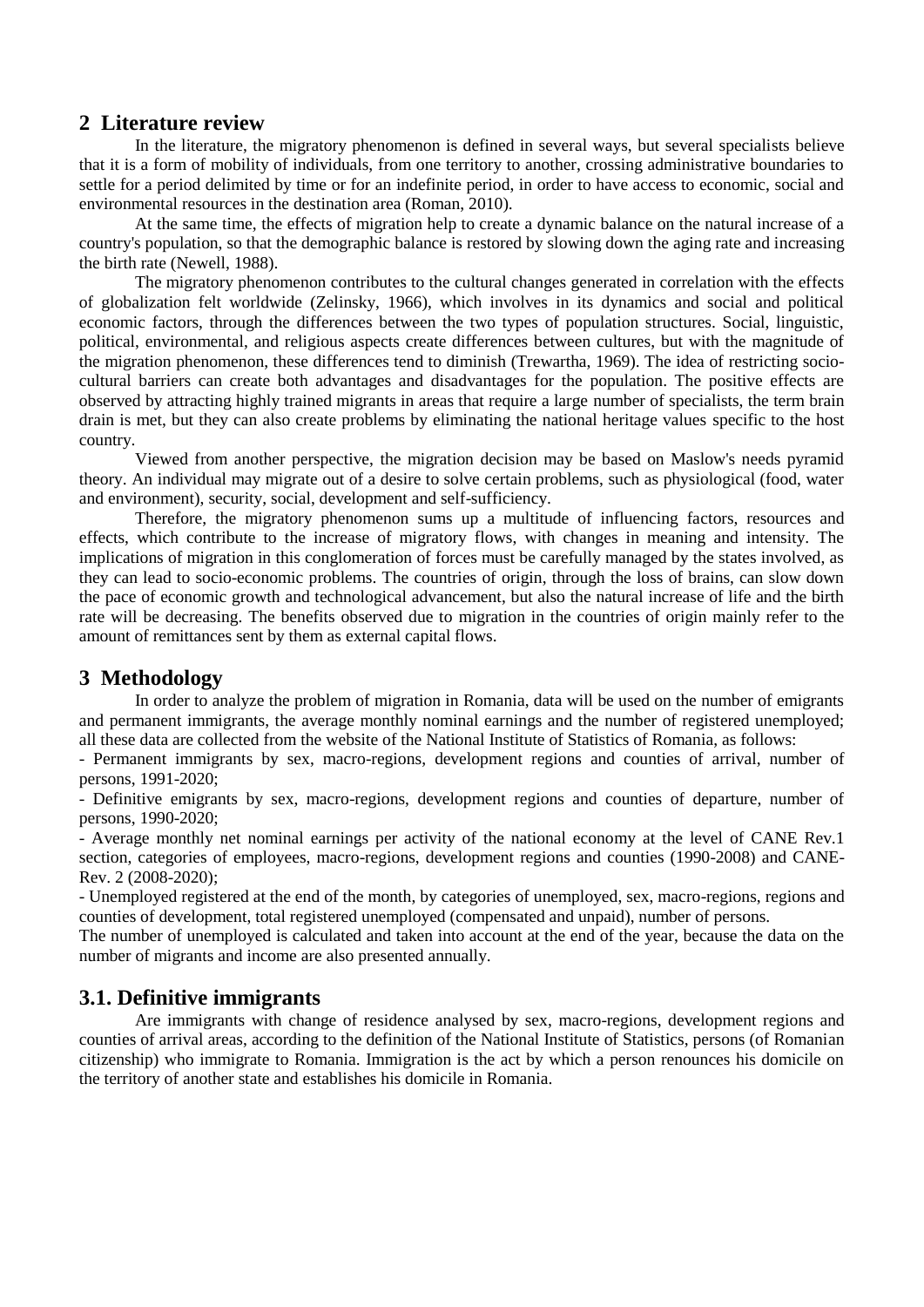## 2 Literature review

In the literature, the migratory phenomenon is defined in several ways, but several specialists believe that it is a form of mobility of individuals, from one territory to another, crossing administrative boundaries to settle for a period delimited by time or for an indefinite period, in order to have access to economic, social and environmental resources in the destination area (Roman, 2010).

At the same time, the effects of migration help to create a dynamic balance on the natural increase of a country's population, so that the demographic balance is restored by slowing down the aging rate and increasing the birth rate (Newell, 1988).

The migratory phenomenon contributes to the cultural changes generated in correlation with the effects of globalization felt worldwide (Zelinsky, 1966), which involves in its dynamics and social and political economic factors, through the differences between the two types of population structures. Social, linguistic, political, environmental, and religious aspects create differences between cultures, but with the magnitude of the migration phenomenon, these differences tend to diminish (Trewartha, 1969). The idea of restricting socio-cultural barriers can create both advantages and disadvantages for the population. The positive effects are observed by attracting highly trained migrants in areas that require a large number of specialists, the term brain drain is met, but they can also create problems by eliminating the national heritage values specific to the host country.

Viewed from another perspective, the migration decision may be based on Maslow's needs pyramid theory. An individual may migrate out of a desire to solve certain problems, such as physiological (food, water and environment), security, social, development and self-sufficiency.

Therefore, the migratory phenomenon sums up a multitude of influencing factors, resources and effects, which contribute to the increase of migratory flows, with changes in meaning and intensity. The implications of migration in this conglomeration of forces must be carefully managed by the states involved, as they can lead to socio-economic problems. The countries of origin, through the loss of brains, can slow down the pace of economic growth and technological advancement, but also the natural increase of life and the birth rate will be decreasing. The benefits observed due to migration in the countries of origin mainly refer to the amount of remittances sent by them as external capital flows.

## 3 Methodology

In order to analyze the problem of migration in Romania, data will be used on the number of emigrants and permanent immigrants, the average monthly nominal earnings and the number of registered unemployed; all these data are collected from the website of the National Institute of Statistics of Romania, as follows:

- Permanent immigrants by sex, macro-regions, development regions and counties of arrival, number of persons, 1991-2020;
- Definitive emigrants by sex, macro-regions, development regions and counties of departure, number of persons, 1990-2020;
- Average monthly net nominal earnings per activity of the national economy at the level of CANE Rev.1 section, categories of employees, macro-regions, development regions and counties (1990-2008) and CANE-Rev. 2 (2008-2020);
- Unemployed registered at the end of the month, by categories of unemployed, sex, macro-regions, regions and counties of development, total registered unemployed (compensated and unpaid), number of persons.

The number of unemployed is calculated and taken into account at the end of the year, because the data on the number of migrants and income are also presented annually.

## 3.1. Definitive immigrants

Are immigrants with change of residence analysed by sex, macro-regions, development regions and counties of arrival areas, according to the definition of the National Institute of Statistics, persons (of Romanian citizenship) who immigrate to Romania. Immigration is the act by which a person renounces his domicile on the territory of another state and establishes his domicile in Romania.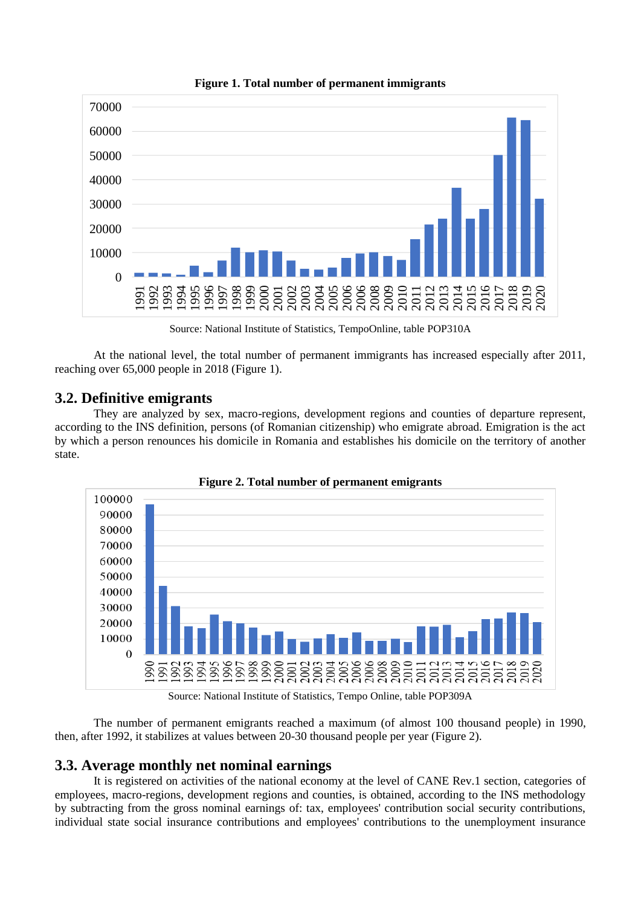**Figure 1. Total number of permanent immigrants**

Source: National Institute of Statistics, TempoOnline, table POP310A

At the national level, the total number of permanent immigrants has increased especially after 2011, reaching over 65,000 people in 2018 (Figure 1).

## 3.2. Definitive emigrants

They are analyzed by sex, macro-regions, development regions and counties of departure represent, according to the INS definition, persons (of Romanian citizenship) who emigrate abroad. Emigration is the act by which a person renounces his domicile in Romania and establishes his domicile on the territory of another state.

**Figure 2. Total number of permanent emigrants**

Source: National Institute of Statistics, Tempo Online, table POP309A

The number of permanent emigrants reached a maximum (of almost 100 thousand people) in 1990, then, after 1992, it stabilizes at values between 20-30 thousand people per year (Figure 2).

## 3.3. Average monthly net nominal earnings

It is registered on activities of the national economy at the level of CANE Rev.1 section, categories of employees, macro-regions, development regions and counties, is obtained, according to the INS methodology by subtracting from the gross nominal earnings of: tax, employees' contribution social security contributions, individual state social insurance contributions and employees' contributions to the unemployment insurance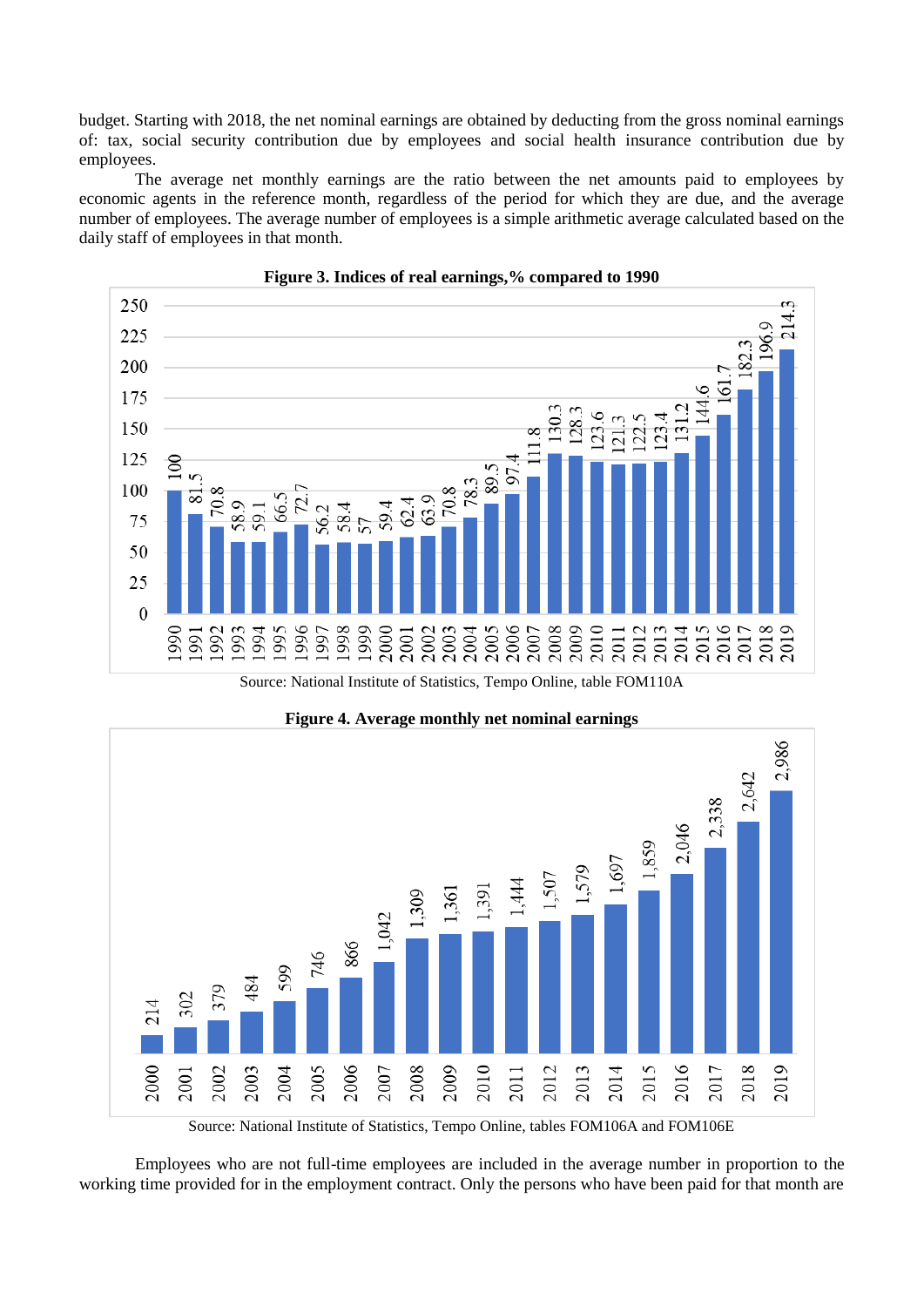budget. Starting with 2018, the net nominal earnings are obtained by deducting from the gross nominal earnings of: tax, social security contribution due by employees and social health insurance contribution due by employees.

The average net monthly earnings are the ratio between the net amounts paid to employees by economic agents in the reference month, regardless of the period for which they are due, and the average number of employees. The average number of employees is a simple arithmetic average calculated based on the daily staff of employees in that month.

**Figure 3. Indices of real earnings,% compared to 1990**

| Year | Index |
|---|---|
| 1990 | 100 |
| 1991 | 81.5 |
| 1992 | 70.8 |
| 1993 | 58.9 |
| 1994 | 59.1 |
| 1995 | 66.5 |
| 1996 | 72.7 |
| 1997 | 56.2 |
| 1998 | 58.4 |
| 1999 | 57 |
| 2000 | 59.4 |
| 2001 | 62.4 |
| 2002 | 63.9 |
| 2003 | 70.8 |
| 2004 | 78.3 |
| 2005 | 89.5 |
| 2006 | 97.4 |
| 2007 | 111.8 |
| 2008 | 130.3 |
| 2009 | 128.3 |
| 2010 | 123.6 |
| 2011 | 121.3 |
| 2012 | 122.5 |
| 2013 | 123.4 |
| 2014 | 131.2 |
| 2015 | 144.6 |
| 2016 | 161.7 |
| 2017 | 182.3 |
| 2018 | 196.9 |
| 2019 | 214.3 |

Source: National Institute of Statistics, Tempo Online, table FOM110A

**Figure 4. Average monthly net nominal earnings**

| Year | Earnings |
|---|---|
| 2000 | 214 |
| 2001 | 302 |
| 2002 | 379 |
| 2003 | 484 |
| 2004 | 599 |
| 2005 | 746 |
| 2006 | 866 |
| 2007 | 1,042 |
| 2008 | 1,309 |
| 2009 | 1,361 |
| 2010 | 1,391 |
| 2011 | 1,444 |
| 2012 | 1,507 |
| 2013 | 1,579 |
| 2014 | 1,697 |
| 2015 | 1,859 |
| 2016 | 2,046 |
| 2017 | 2,338 |
| 2018 | 2,642 |
| 2019 | 2,986 |

Source: National Institute of Statistics, Tempo Online, tables FOM106A and FOM106E

Employees who are not full-time employees are included in the average number in proportion to the working time provided for in the employment contract. Only the persons who have been paid for that month are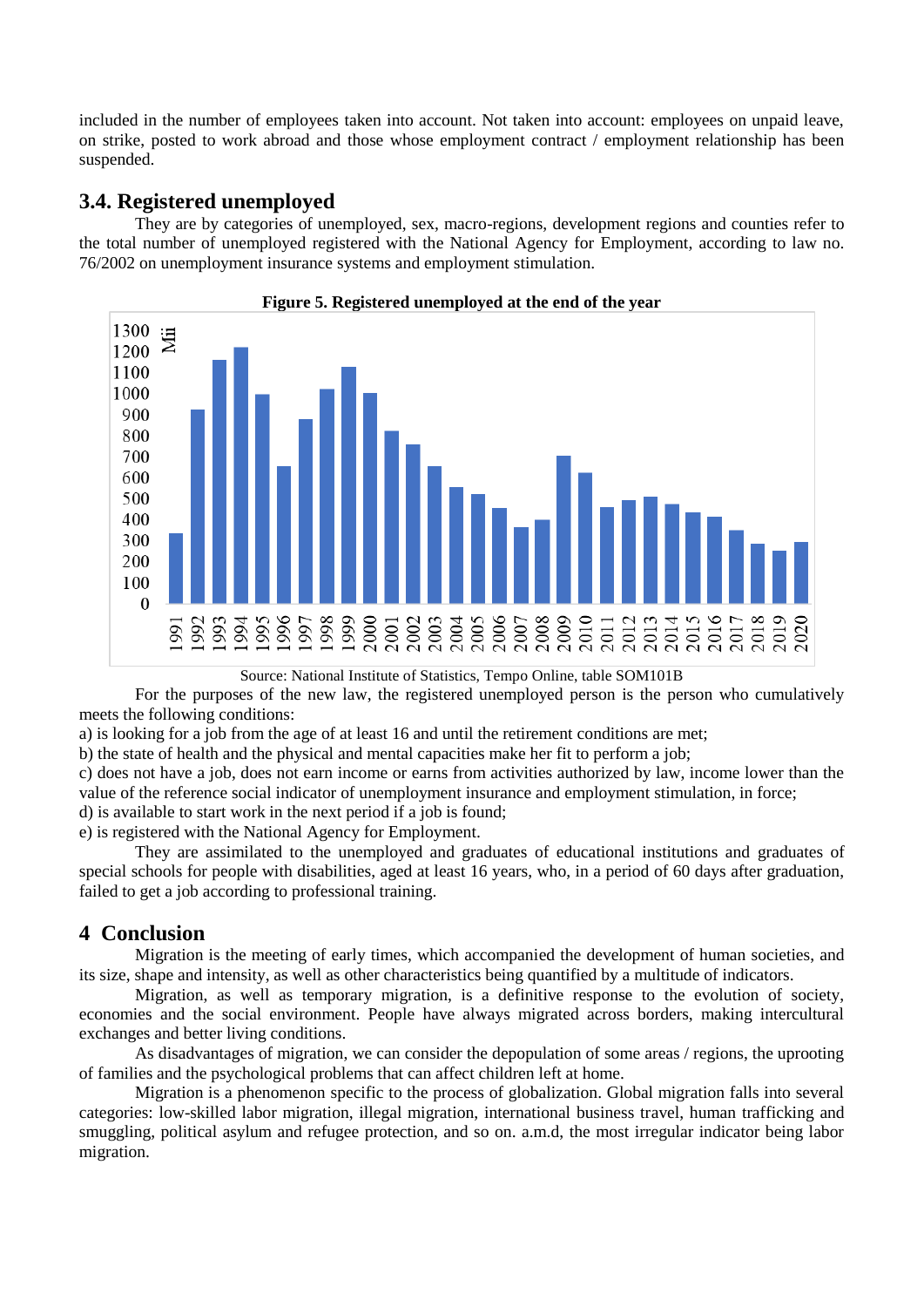included in the number of employees taken into account. Not taken into account: employees on unpaid leave, on strike, posted to work abroad and those whose employment contract / employment relationship has been suspended.

## 3.4. Registered unemployed

They are by categories of unemployed, sex, macro-regions, development regions and counties refer to the total number of unemployed registered with the National Agency for Employment, according to law no. 76/2002 on unemployment insurance systems and employment stimulation.

**Figure 5. Registered unemployed at the end of the year**

Source: National Institute of Statistics, Tempo Online, table SOM101B

For the purposes of the new law, the registered unemployed person is the person who cumulatively meets the following conditions:

a) is looking for a job from the age of at least 16 and until the retirement conditions are met;
b) the state of health and the physical and mental capacities make her fit to perform a job;
c) does not have a job, does not earn income or earns from activities authorized by law, income lower than the value of the reference social indicator of unemployment insurance and employment stimulation, in force;
d) is available to start work in the next period if a job is found;
e) is registered with the National Agency for Employment.

They are assimilated to the unemployed and graduates of educational institutions and graduates of special schools for people with disabilities, aged at least 16 years, who, in a period of 60 days after graduation, failed to get a job according to professional training.

# 4 Conclusion

Migration is the meeting of early times, which accompanied the development of human societies, and its size, shape and intensity, as well as other characteristics being quantified by a multitude of indicators.

Migration, as well as temporary migration, is a definitive response to the evolution of society, economies and the social environment. People have always migrated across borders, making intercultural exchanges and better living conditions.

As disadvantages of migration, we can consider the depopulation of some areas / regions, the uprooting of families and the psychological problems that can affect children left at home.

Migration is a phenomenon specific to the process of globalization. Global migration falls into several categories: low-skilled labor migration, illegal migration, international business travel, human trafficking and smuggling, political asylum and refugee protection, and so on. a.m.d, the most irregular indicator being labor migration.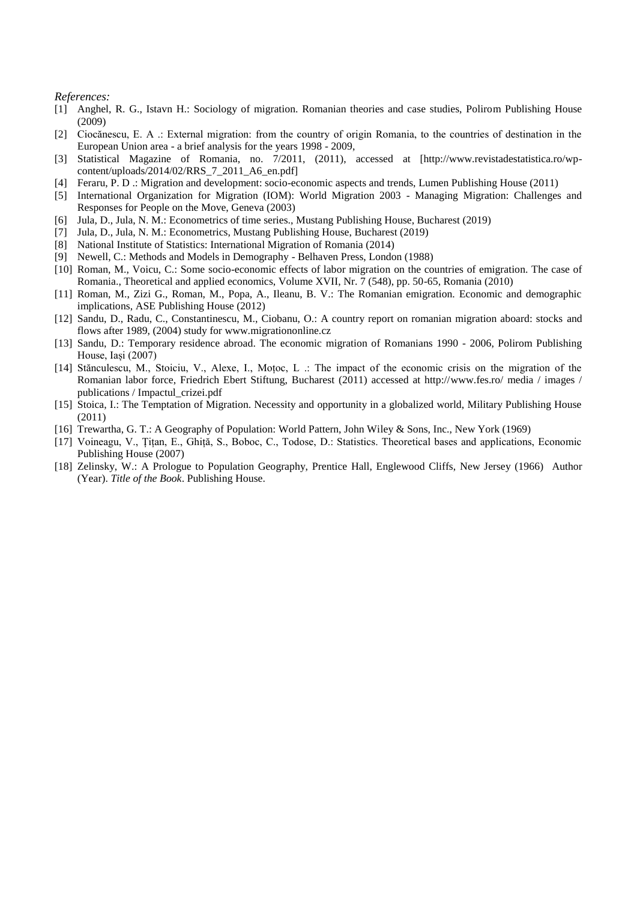*References:*

[1] Anghel, R. G., Istavn H.: Sociology of migration. Romanian theories and case studies, Polirom Publishing House (2009)

[2] Ciocănescu, E. A .: External migration: from the country of origin Romania, to the countries of destination in the European Union area - a brief analysis for the years 1998 - 2009,

[3] Statistical Magazine of Romania, no. 7/2011, (2011), accessed at [http://www.revistadestatistica.ro/wp-content/uploads/2014/02/RRS_7_2011_A6_en.pdf]

[4] Feraru, P. D .: Migration and development: socio-economic aspects and trends, Lumen Publishing House (2011)

[5] International Organization for Migration (IOM): World Migration 2003 - Managing Migration: Challenges and Responses for People on the Move, Geneva (2003)

[6] Jula, D., Jula, N. M.: Econometrics of time series., Mustang Publishing House, Bucharest (2019)

[7] Jula, D., Jula, N. M.: Econometrics, Mustang Publishing House, Bucharest (2019)

[8] National Institute of Statistics: International Migration of Romania (2014)

[9] Newell, C.: Methods and Models in Demography - Belhaven Press, London (1988)

[10] Roman, M., Voicu, C.: Some socio-economic effects of labor migration on the countries of emigration. The case of Romania., Theoretical and applied economics, Volume XVII, Nr. 7 (548), pp. 50-65, Romania (2010)

[11] Roman, M., Zizi G., Roman, M., Popa, A., Ileanu, B. V.: The Romanian emigration. Economic and demographic implications, ASE Publishing House (2012)

[12] Sandu, D., Radu, C., Constantinescu, M., Ciobanu, O.: A country report on romanian migration aboard: stocks and flows after 1989, (2004) study for www.migrationonline.cz

[13] Sandu, D.: Temporary residence abroad. The economic migration of Romanians 1990 - 2006, Polirom Publishing House, Iași (2007)

[14] Stănculescu, M., Stoiciu, V., Alexe, I., Moțoc, L .: The impact of the economic crisis on the migration of the Romanian labor force, Friedrich Ebert Stiftung, Bucharest (2011) accessed at http://www.fes.ro/ media / images / publications / Impactul_crizei.pdf

[15] Stoica, I.: The Temptation of Migration. Necessity and opportunity in a globalized world, Military Publishing House (2011)

[16] Trewartha, G. T.: A Geography of Population: World Pattern, John Wiley & Sons, Inc., New York (1969)

[17] Voineagu, V., Țițan, E., Ghiță, S., Boboc, C., Todose, D.: Statistics. Theoretical bases and applications, Economic Publishing House (2007)

[18] Zelinsky, W.: A Prologue to Population Geography, Prentice Hall, Englewood Cliffs, New Jersey (1966) Author (Year). *Title of the Book*. Publishing House.